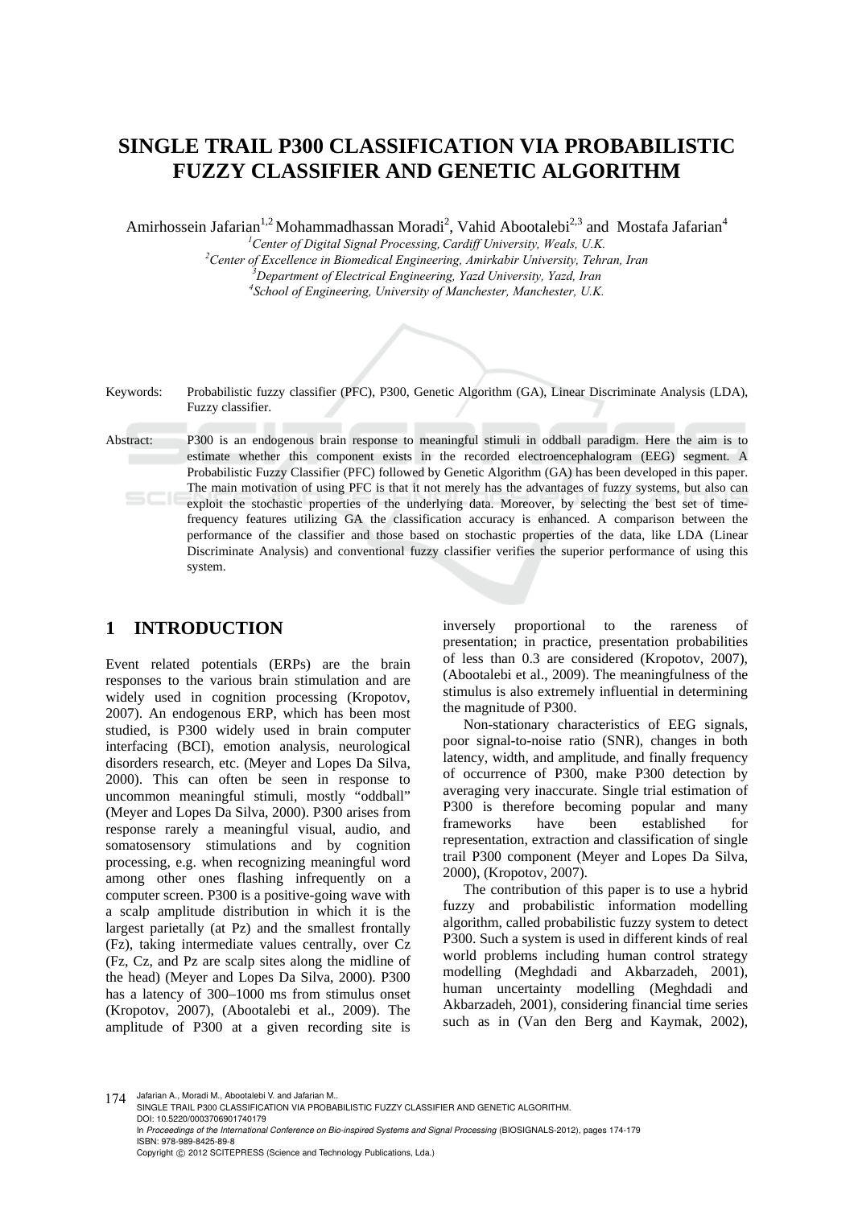# SINGLE TRAIL P300 CLASSIFICATION VIA PROBABILISTIC FUZZY CLASSIFIER AND GENETIC ALGORITHM

Amirhossein Jafarian[1,2] Mohammadhassan Moradi[2], Vahid Abootalebi[2,3] and Mostafa Jafarian[4]

[1] *Center of Digital Signal Processing, Cardiff University, Weals, U.K.*
[2] *Center of Excellence in Biomedical Engineering, Amirkabir University, Tehran, Iran*
[3] *Department of Electrical Engineering, Yazd University, Yazd, Iran*
[4] *School of Engineering, University of Manchester, Manchester, U.K.*

Keywords: Probabilistic fuzzy classifier (PFC), P300, Genetic Algorithm (GA), Linear Discriminate Analysis (LDA), Fuzzy classifier.

Abstract: P300 is an endogenous brain response to meaningful stimuli in oddball paradigm. Here the aim is to estimate whether this component exists in the recorded electroencephalogram (EEG) segment. A Probabilistic Fuzzy Classifier (PFC) followed by Genetic Algorithm (GA) has been developed in this paper. The main motivation of using PFC is that it not merely has the advantages of fuzzy systems, but also can exploit the stochastic properties of the underlying data. Moreover, by selecting the best set of time-frequency features utilizing GA the classification accuracy is enhanced. A comparison between the performance of the classifier and those based on stochastic properties of the data, like LDA (Linear Discriminate Analysis) and conventional fuzzy classifier verifies the superior performance of using this system.

## 1 INTRODUCTION

Event related potentials (ERPs) are the brain responses to the various brain stimulation and are widely used in cognition processing (Kropotov, 2007). An endogenous ERP, which has been most studied, is P300 widely used in brain computer interfacing (BCI), emotion analysis, neurological disorders research, etc. (Meyer and Lopes Da Silva, 2000). This can often be seen in response to uncommon meaningful stimuli, mostly "oddball" (Meyer and Lopes Da Silva, 2000). P300 arises from response rarely a meaningful visual, audio, and somatosensory stimulations and by cognition processing, e.g. when recognizing meaningful word among other ones flashing infrequently on a computer screen. P300 is a positive-going wave with a scalp amplitude distribution in which it is the largest parietally (at Pz) and the smallest frontally (Fz), taking intermediate values centrally, over Cz (Fz, Cz, and Pz are scalp sites along the midline of the head) (Meyer and Lopes Da Silva, 2000). P300 has a latency of 300–1000 ms from stimulus onset (Kropotov, 2007), (Abootalebi et al., 2009). The amplitude of P300 at a given recording site is inversely proportional to the rareness of presentation; in practice, presentation probabilities of less than 0.3 are considered (Kropotov, 2007), (Abootalebi et al., 2009). The meaningfulness of the stimulus is also extremely influential in determining the magnitude of P300.

Non-stationary characteristics of EEG signals, poor signal-to-noise ratio (SNR), changes in both latency, width, and amplitude, and finally frequency of occurrence of P300, make P300 detection by averaging very inaccurate. Single trial estimation of P300 is therefore becoming popular and many frameworks have been established for representation, extraction and classification of single trail P300 component (Meyer and Lopes Da Silva, 2000), (Kropotov, 2007).

The contribution of this paper is to use a hybrid fuzzy and probabilistic information modelling algorithm, called probabilistic fuzzy system to detect P300. Such a system is used in different kinds of real world problems including human control strategy modelling (Meghdadi and Akbarzadeh, 2001), human uncertainty modelling (Meghdadi and Akbarzadeh, 2001), considering financial time series such as in (Van den Berg and Kaymak, 2002),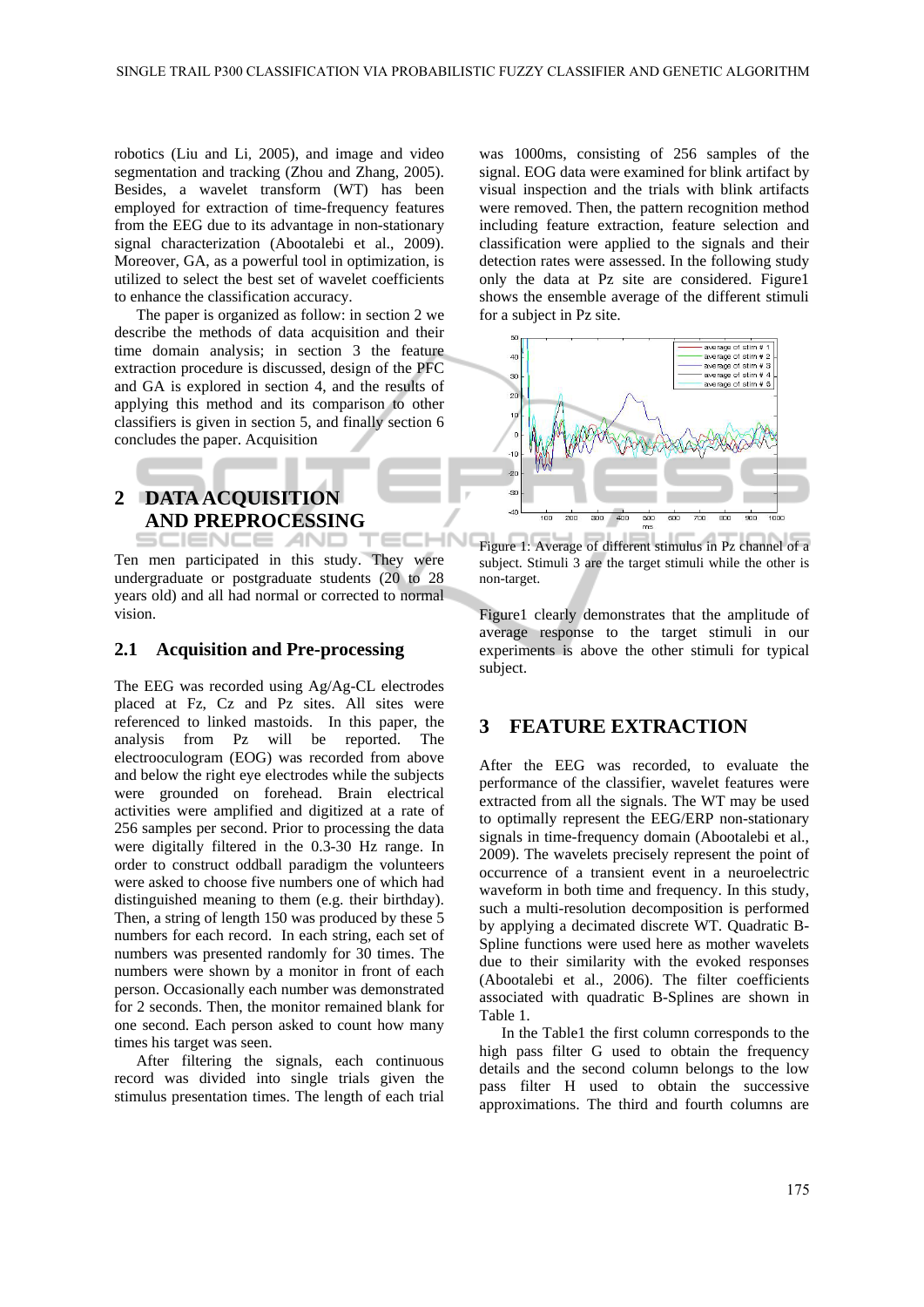robotics (Liu and Li, 2005), and image and video segmentation and tracking (Zhou and Zhang, 2005). Besides, a wavelet transform (WT) has been employed for extraction of time-frequency features from the EEG due to its advantage in non-stationary signal characterization (Abootalebi et al., 2009). Moreover, GA, as a powerful tool in optimization, is utilized to select the best set of wavelet coefficients to enhance the classification accuracy.

The paper is organized as follow: in section 2 we describe the methods of data acquisition and their time domain analysis; in section 3 the feature extraction procedure is discussed, design of the PFC and GA is explored in section 4, and the results of applying this method and its comparison to other classifiers is given in section 5, and finally section 6 concludes the paper. Acquisition

## 2 DATA ACQUISITION AND PREPROCESSING

Ten men participated in this study. They were undergraduate or postgraduate students (20 to 28 years old) and all had normal or corrected to normal vision.

### 2.1 Acquisition and Pre-processing

The EEG was recorded using Ag/Ag-CL electrodes placed at Fz, Cz and Pz sites. All sites were referenced to linked mastoids. In this paper, the analysis from Pz will be reported. The electrooculogram (EOG) was recorded from above and below the right eye electrodes while the subjects were grounded on forehead. Brain electrical activities were amplified and digitized at a rate of 256 samples per second. Prior to processing the data were digitally filtered in the 0.3-30 Hz range. In order to construct oddball paradigm the volunteers were asked to choose five numbers one of which had distinguished meaning to them (e.g. their birthday). Then, a string of length 150 was produced by these 5 numbers for each record. In each string, each set of numbers was presented randomly for 30 times. The numbers were shown by a monitor in front of each person. Occasionally each number was demonstrated for 2 seconds. Then, the monitor remained blank for one second. Each person asked to count how many times his target was seen.

After filtering the signals, each continuous record was divided into single trials given the stimulus presentation times. The length of each trial was 1000ms, consisting of 256 samples of the signal. EOG data were examined for blink artifact by visual inspection and the trials with blink artifacts were removed. Then, the pattern recognition method including feature extraction, feature selection and classification were applied to the signals and their detection rates were assessed. In the following study only the data at Pz site are considered. Figure1 shows the ensemble average of the different stimuli for a subject in Pz site.

Figure 1: Average of different stimulus in Pz channel of a subject. Stimuli 3 are the target stimuli while the other is non-target.

Figure1 clearly demonstrates that the amplitude of average response to the target stimuli in our experiments is above the other stimuli for typical subject.

## 3 FEATURE EXTRACTION

After the EEG was recorded, to evaluate the performance of the classifier, wavelet features were extracted from all the signals. The WT may be used to optimally represent the EEG/ERP non-stationary signals in time-frequency domain (Abootalebi et al., 2009). The wavelets precisely represent the point of occurrence of a transient event in a neuroelectric waveform in both time and frequency. In this study, such a multi-resolution decomposition is performed by applying a decimated discrete WT. Quadratic B-Spline functions were used here as mother wavelets due to their similarity with the evoked responses (Abootalebi et al., 2006). The filter coefficients associated with quadratic B-Splines are shown in Table 1.

In the Table1 the first column corresponds to the high pass filter G used to obtain the frequency details and the second column belongs to the low pass filter H used to obtain the successive approximations. The third and fourth columns are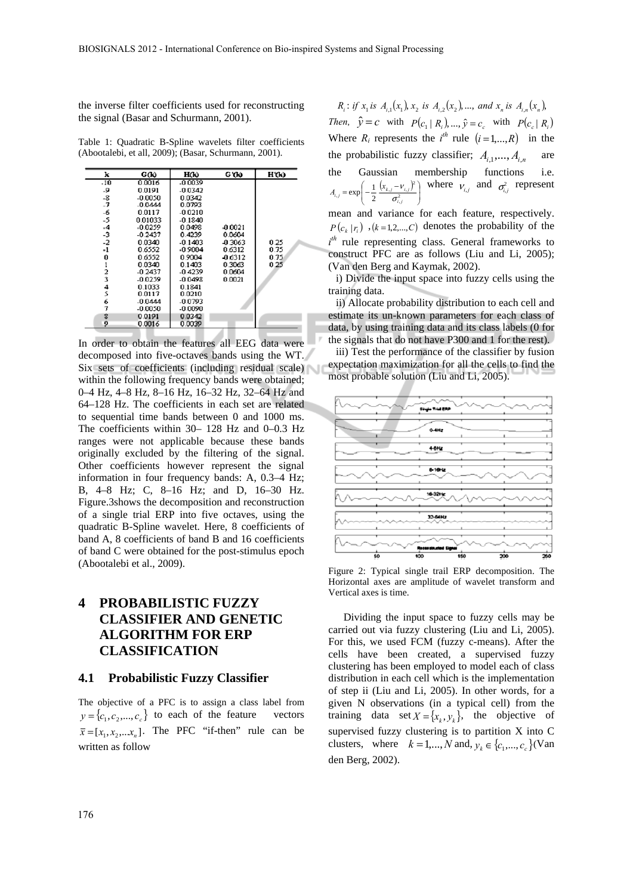the inverse filter coefficients used for reconstructing the signal (Basar and Schurmann, 2001).

Table 1: Quadratic B-Spline wavelets filter coefficients (Abootalebi, et all, 2009); (Basar, Schurmann, 2001).

| k | G(k) | H(k) | G'(k) | H'(k) |
|---|---|---|---|---|
| -10 | 0.0016 | -0.0039 | | |
| -9 | 0.0191 | -0.0342 | | |
| -8 | -0.0050 | 0.0342 | | |
| -7 | -0.0444 | 0.0793 | | |
| -6 | 0.0117 | -0.0210 | | |
| -5 | 0.01033 | -0.1840 | | |
| -4 | -0.0259 | 0.0498 | -0.0021 | |
| -3 | -0.2437 | 0.4239 | 0.0604 | |
| -2 | 0.0340 | -0.1403 | -0.3063 | 0.25 |
| -1 | 0.6552 | -0.9004 | 0.6312 | 0.75 |
| 0 | 0.6552 | 0.9004 | -0.6312 | 0.75 |
| 1 | 0.0340 | 0.1403 | 0.3063 | 0.25 |
| 2 | -0.2437 | -0.4239 | 0.0604 | |
| 3 | -0.0259 | -0.0498 | 0.0021 | |
| 4 | 0.1033 | 0.1841 | | |
| 5 | 0.0117 | 0.0210 | | |
| 6 | -0.0444 | -0.0793 | | |
| 7 | -0.0050 | -0.0090 | | |
| 8 | 0.0191 | 0.0342 | | |
| 9 | 0.0016 | 0.0039 | | |

In order to obtain the features all EEG data were decomposed into five-octaves bands using the WT. Six sets of coefficients (including residual scale) within the following frequency bands were obtained; 0–4 Hz, 4–8 Hz, 8–16 Hz, 16–32 Hz, 32–64 Hz and 64–128 Hz. The coefficients in each set are related to sequential time bands between 0 and 1000 ms. The coefficients within 30– 128 Hz and 0–0.3 Hz ranges were not applicable because these bands originally excluded by the filtering of the signal. Other coefficients however represent the signal information in four frequency bands: A, 0.3–4 Hz; B, 4–8 Hz; C, 8–16 Hz; and D, 16–30 Hz. Figure.3shows the decomposition and reconstruction of a single trial ERP into five octaves, using the quadratic B-Spline wavelet. Here, 8 coefficients of band A, 8 coefficients of band B and 16 coefficients of band C were obtained for the post-stimulus epoch (Abootalebi et al., 2009).

# 4 PROBABILISTIC FUZZY CLASSIFIER AND GENETIC ALGORITHM FOR ERP CLASSIFICATION

## 4.1 Probabilistic Fuzzy Classifier

The objective of a PFC is to assign a class label from $y = \{c_1, c_2, ..., c_c\}$ to each of the feature vectors $\bar{x} = [x_1, x_2, ... x_n]$. The PFC "if-then" rule can be written as follow

$$R_i : \text{if } x_1 \text{ is } A_{i,1}(x_1), x_2 \text{ is } A_{i,2}(x_2), ..., \text{ and } x_n \text{ is } A_{i,n}(x_n),$$
$$\text{Then, } \hat{y} = c \text{ with } P(c_1 \mid R_i), ..., \hat{y} = c_c \text{ with } P(c_c \mid R_i)$$

Where $R_i$ represents the $i^{th}$ rule $(i = 1, ..., R)$ in the the probabilistic fuzzy classifier; $A_{i,1}, ..., A_{i,n}$ are the Gaussian membership functions i.e. $A_{i,j} = \exp\left(-\frac{1}{2}\frac{(x_{k,j} - \nu_{i,j})^2}{\sigma_{i,j}^2}\right)$ where $\nu_{i,j}$ and $\sigma_{i,j}^2$ represent mean and variance for each feature, respectively. $P(c_k \mid r_i)$, $(k = 1, 2, ..., C)$ denotes the probability of the $i^{th}$ rule representing class. General frameworks to construct PFC are as follows (Liu and Li, 2005); (Van den Berg and Kaymak, 2002).

i) Divide the input space into fuzzy cells using the training data.

ii) Allocate probability distribution to each cell and estimate its un-known parameters for each class of data, by using training data and its class labels (0 for the signals that do not have P300 and 1 for the rest).

iii) Test the performance of the classifier by fusion expectation maximization for all the cells to find the most probable solution (Liu and Li, 2005).

Figure 2: Typical single trail ERP decomposition. The Horizontal axes are amplitude of wavelet transform and Vertical axes is time.

Dividing the input space to fuzzy cells may be carried out via fuzzy clustering (Liu and Li, 2005). For this, we used FCM (fuzzy c-means). After the cells have been created, a supervised fuzzy clustering has been employed to model each of class distribution in each cell which is the implementation of step ii (Liu and Li, 2005). In other words, for a given N observations (in a typical cell) from the training data set $X = \{x_k, y_k\}$, the objective of supervised fuzzy clustering is to partition X into C clusters, where $k = 1, ..., N$ and, $y_k \in \{c_1, ..., c_c\}$(Van den Berg, 2002).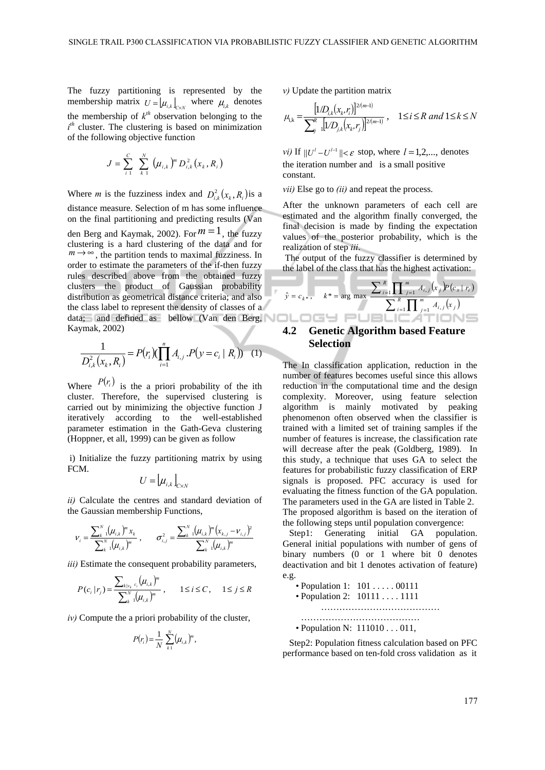The fuzzy partitioning is represented by the membership matrix $U = [\mu_{i,k}]_{C\times N}$ where $\mu_{i,k}$ denotes the membership of $k^{th}$ observation belonging to the $i^{th}$ cluster. The clustering is based on minimization of the following objective function

$$J = \sum_{i=1}^{C} \sum_{k=1}^{N} (\mu_{i,k})^m D_{i,k}^2(x_k, R_i)$$

Where *m* is the fuzziness index and $D_{i,k}^2(x_k, R_i)$ is a distance measure. Selection of m has some influence on the final partitioning and predicting results (Van den Berg and Kaymak, 2002). For $m = 1$, the fuzzy clustering is a hard clustering of the data and for $m \to \infty$, the partition tends to maximal fuzziness. In order to estimate the parameters of the if-then fuzzy rules described above from the obtained fuzzy clusters the product of Gaussian probability distribution as geometrical distance criteria; and also the class label to represent the density of classes of a data; and defined as bellow (Van den Berg, Kaymak, 2002)

$$\frac{1}{D_{i,k}^2(x_k, R_i)} = P(r_i)(\prod_{i=1}^{n} A_{i,j} \cdot P(y = c_i \mid R_i)) \quad (1)$$

Where $P(r_i)$ is the a priori probability of the ith cluster. Therefore, the supervised clustering is carried out by minimizing the objective function J iteratively according to the well-established parameter estimation in the Gath-Geva clustering (Hoppner, et all, 1999) can be given as follow

i) Initialize the fuzzy partitioning matrix by using FCM.

$$U = [\mu_{i,k}]_{C\times N}$$

*ii)* Calculate the centres and standard deviation of the Gaussian membership Functions,

$$v_i = \frac{\sum_{k=1}^{N} (\mu_{i,k})^m x_k}{\sum_{k=1}^{N} (\mu_{i,k})^m}, \qquad \sigma_{i,j}^2 = \frac{\sum_{k=1}^{N} (\mu_{i,k})^m (x_{k,j} - v_{i,j})^2}{\sum_{k=1}^{N} (\mu_{i,k})^m}$$

*iii)* Estimate the consequent probability parameters,

$$P(c_i \mid r_j) = \frac{\sum_{k \mid y_k = c_i} (\mu_{i,k})^m}{\sum_{k=1}^{N} (\mu_{i,k})^m}, \qquad 1 \le i \le C, \quad 1 \le j \le R$$

*iv)* Compute the a priori probability of the cluster,

$$P(r_i) = \frac{1}{N} \sum_{k=1}^{N} (\mu_{i,k})^m,$$

*v)* Update the partition matrix

$$\mu_{i,k} = \frac{[1/D_{i,k}(x_k, r_i)]^{2/(m-1)}}{\sum_{j=1}^{R} [1/D_{j,k}(x_k, r_j)]^{2/(m-1)}}, \quad 1 \le i \le R \text{ and } 1 \le k \le N$$

*vi)* If $\|U^l - U^{l-1}\| < \varepsilon$ stop, where $l = 1,2,...,$ denotes the iteration number and is a small positive constant.

*vii)* Else go to *(ii)* and repeat the process.

After the unknown parameters of each cell are estimated and the algorithm finally converged, the final decision is made by finding the expectation values of the posterior probability, which is the realization of step *iii*.

The output of the fuzzy classifier is determined by the label of the class that has the highest activation:

$$\hat{y} = c_{k^*}, \quad k^* = \arg\max \frac{\sum_{i=1}^{R} \prod_{j=1}^{m} A_{i,j}(x_j) P(c_x \mid r_i)}{\sum_{i=1}^{R} \prod_{j=1}^{m} A_{i,j}(x_j)}$$

## 4.2 Genetic Algorithm based Feature Selection

The In classification application, reduction in the number of features becomes useful since this allows reduction in the computational time and the design complexity. Moreover, using feature selection algorithm is mainly motivated by peaking phenomenon often observed when the classifier is trained with a limited set of training samples if the number of features is increase, the classification rate will decrease after the peak (Goldberg, 1989). In this study, a technique that uses GA to select the features for probabilistic fuzzy classification of ERP signals is proposed. PFC accuracy is used for evaluating the fitness function of the GA population. The parameters used in the GA are listed in Table 2. The proposed algorithm is based on the iteration of the following steps until population convergence:

Step1: Generating initial GA population. General initial populations with number of gens of binary numbers (0 or 1 where bit 0 denotes deactivation and bit 1 denotes activation of feature) e.g.

- Population 1: 101 . . . . . 00111
- Population 2: 10111 . . . . 1111

…………………………………

…………………………………

- Population N: 111010 . . . 011,

Step2: Population fitness calculation based on PFC performance based on ten-fold cross validation as it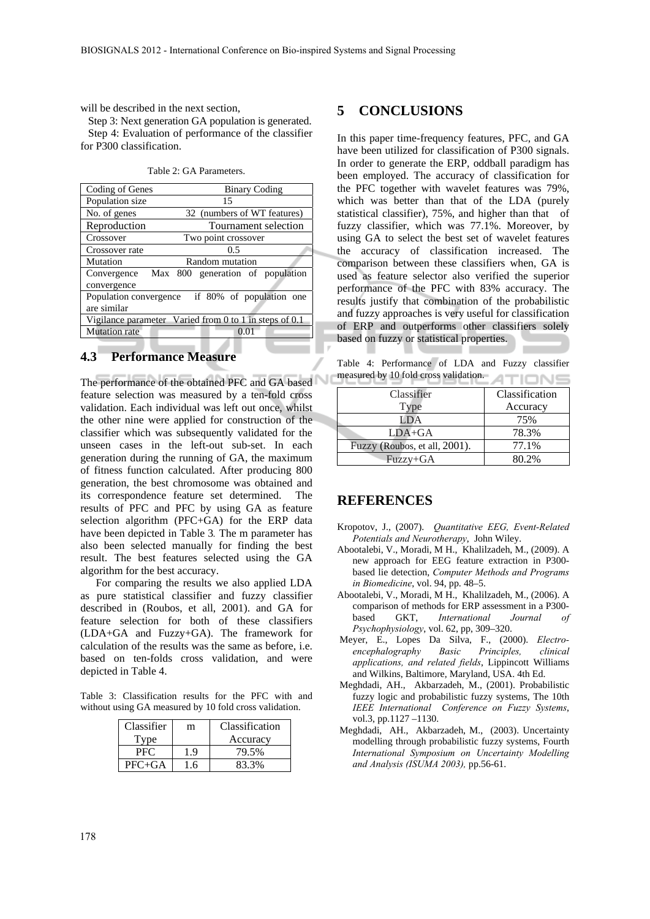will be described in the next section,

Step 3: Next generation GA population is generated.

Step 4: Evaluation of performance of the classifier for P300 classification.

Table 2: GA Parameters.

| Parameter | Value |
|---|---|
| Coding of Genes | Binary Coding |
| Population size | 15 |
| No. of genes | 32 (numbers of WT features) |
| Reproduction | Tournament selection |
| Crossover | Two point crossover |
| Crossover rate | 0.5 |
| Mutation | Random mutation |
| Convergence | Max 800 generation of population convergence |
| Population convergence | if 80% of population one are similar |
| Vigilance parameter | Varied from 0 to 1 in steps of 0.1 |
| Mutation rate | 0.01 |

### 4.3 Performance Measure

The performance of the obtained PFC and GA based feature selection was measured by a ten-fold cross validation. Each individual was left out once, whilst the other nine were applied for construction of the classifier which was subsequently validated for the unseen cases in the left-out sub-set. In each generation during the running of GA, the maximum of fitness function calculated. After producing 800 generation, the best chromosome was obtained and its correspondence feature set determined. The results of PFC and PFC by using GA as feature selection algorithm (PFC+GA) for the ERP data have been depicted in Table 3*.* The m parameter has also been selected manually for finding the best result. The best features selected using the GA algorithm for the best accuracy.

For comparing the results we also applied LDA as pure statistical classifier and fuzzy classifier described in (Roubos, et all, 2001). and GA for feature selection for both of these classifiers (LDA+GA and Fuzzy+GA). The framework for calculation of the results was the same as before, i.e. based on ten-folds cross validation, and were depicted in Table 4.

Table 3: Classification results for the PFC with and without using GA measured by 10 fold cross validation.

| Classifier Type | m | Classification Accuracy |
|---|---|---|
| PFC | 1.9 | 79.5% |
| PFC+GA | 1.6 | 83.3% |

## 5 CONCLUSIONS

In this paper time-frequency features, PFC, and GA have been utilized for classification of P300 signals. In order to generate the ERP, oddball paradigm has been employed. The accuracy of classification for the PFC together with wavelet features was 79%, which was better than that of the LDA (purely statistical classifier), 75%, and higher than that of fuzzy classifier, which was 77.1%. Moreover, by using GA to select the best set of wavelet features the accuracy of classification increased. The comparison between these classifiers when, GA is used as feature selector also verified the superior performance of the PFC with 83% accuracy. The results justify that combination of the probabilistic and fuzzy approaches is very useful for classification of ERP and outperforms other classifiers solely based on fuzzy or statistical properties.

Table 4: Performance of LDA and Fuzzy classifier measured by 10 fold cross validation.

| Classifier Type | Classification Accuracy |
|---|---|
| LDA | 75% |
| LDA+GA | 78.3% |
| Fuzzy (Roubos, et all, 2001). | 77.1% |
| Fuzzy+GA | 80.2% |

## REFERENCES

Kropotov, J., (2007). *Quantitative EEG, Event-Related Potentials and Neurotherapy*, John Wiley.

Abootalebi, V., Moradi, M H., Khalilzadeh, M., (2009). A new approach for EEG feature extraction in P300-based lie detection, *Computer Methods and Programs in Biomedicine*, vol. 94, pp. 48–5.

Abootalebi, V., Moradi, M H., Khalilzadeh, M., (2006). A comparison of methods for ERP assessment in a P300-based GKT, *International Journal of Psychophysiology*, vol. 62, pp, 309–320.

Meyer, E., Lopes Da Silva, F., (2000). *Electro-encephalography Basic Principles, clinical applications, and related fields*, Lippincott Williams and Wilkins, Baltimore, Maryland, USA. 4th Ed.

Meghdadi, AH., Akbarzadeh, M., (2001). Probabilistic fuzzy logic and probabilistic fuzzy systems, The 10th *IEEE International Conference on Fuzzy Systems*, vol.3, pp.1127 –1130.

Meghdadi, AH., Akbarzadeh, M., (2003). Uncertainty modelling through probabilistic fuzzy systems, Fourth *International Symposium on Uncertainty Modelling and Analysis (ISUMA 2003),* pp.56-61.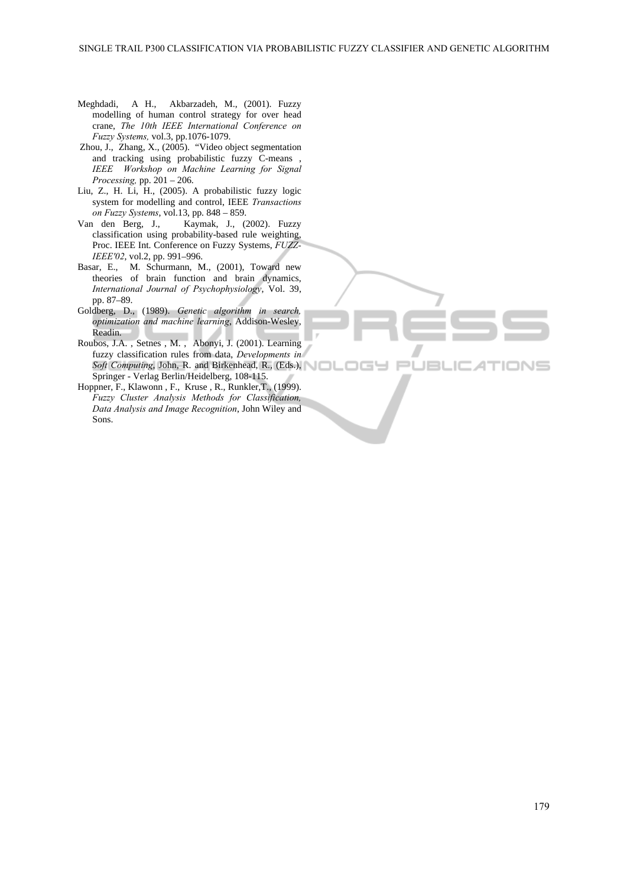Meghdadi, A H., Akbarzadeh, M., (2001). Fuzzy modelling of human control strategy for over head crane, *The 10th IEEE International Conference on Fuzzy Systems,* vol.3, pp.1076-1079.

Zhou, J., Zhang, X., (2005). "Video object segmentation and tracking using probabilistic fuzzy C-means , *IEEE Workshop on Machine Learning for Signal Processing,* pp. 201 – 206.

Liu, Z., H. Li, H., (2005). A probabilistic fuzzy logic system for modelling and control, IEEE *Transactions on Fuzzy Systems*, vol.13, pp. 848 – 859.

Van den Berg, J., Kaymak, J., (2002). Fuzzy classification using probability-based rule weighting, Proc. IEEE Int. Conference on Fuzzy Systems, *FUZZ-IEEE'02*, vol.2, pp. 991–996.

Basar, E., M. Schurmann, M., (2001), Toward new theories of brain function and brain dynamics, *International Journal of Psychophysiology*, Vol. 39, pp. 87–89.

Goldberg, D., (1989). *Genetic algorithm in search, optimization and machine learning*, Addison-Wesley, Readin.

Roubos, J.A. , Setnes , M. , Abonyi, J. (2001). Learning fuzzy classification rules from data, *Developments in Soft Computing*, John, R. and Birkenhead, R., (Eds.), Springer - Verlag Berlin/Heidelberg, 108-115.

Hoppner, F., Klawonn , F., Kruse , R., Runkler,T., (1999). *Fuzzy Cluster Analysis Methods for Classification, Data Analysis and Image Recognition*, John Wiley and Sons.